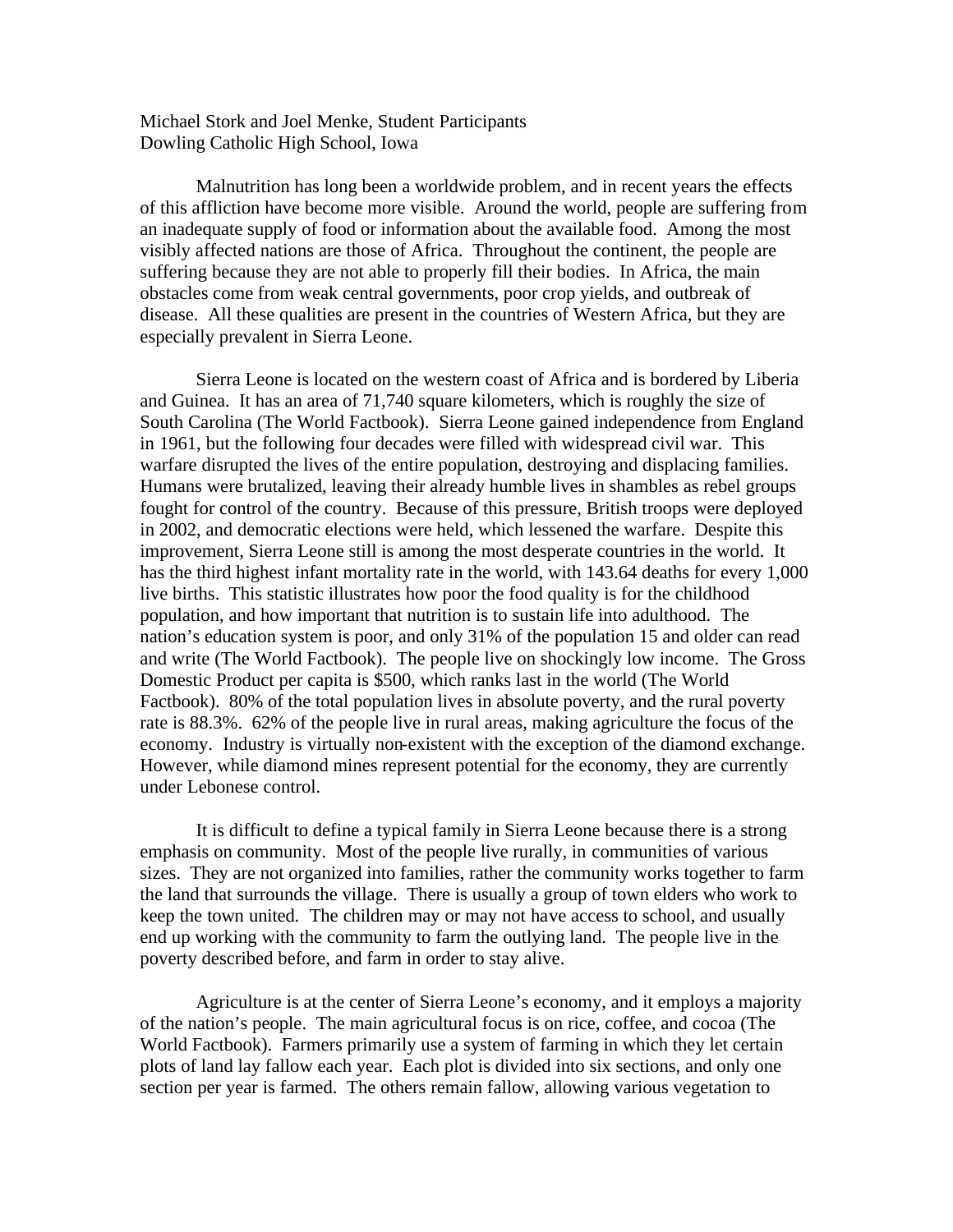Michael Stork and Joel Menke, Student Participants
Dowling Catholic High School, Iowa

Malnutrition has long been a worldwide problem, and in recent years the effects of this affliction have become more visible. Around the world, people are suffering from an inadequate supply of food or information about the available food. Among the most visibly affected nations are those of Africa. Throughout the continent, the people are suffering because they are not able to properly fill their bodies. In Africa, the main obstacles come from weak central governments, poor crop yields, and outbreak of disease. All these qualities are present in the countries of Western Africa, but they are especially prevalent in Sierra Leone.

Sierra Leone is located on the western coast of Africa and is bordered by Liberia and Guinea. It has an area of 71,740 square kilometers, which is roughly the size of South Carolina (The World Factbook). Sierra Leone gained independence from England in 1961, but the following four decades were filled with widespread civil war. This warfare disrupted the lives of the entire population, destroying and displacing families. Humans were brutalized, leaving their already humble lives in shambles as rebel groups fought for control of the country. Because of this pressure, British troops were deployed in 2002, and democratic elections were held, which lessened the warfare. Despite this improvement, Sierra Leone still is among the most desperate countries in the world. It has the third highest infant mortality rate in the world, with 143.64 deaths for every 1,000 live births. This statistic illustrates how poor the food quality is for the childhood population, and how important that nutrition is to sustain life into adulthood. The nation's education system is poor, and only 31% of the population 15 and older can read and write (The World Factbook). The people live on shockingly low income. The Gross Domestic Product per capita is $500, which ranks last in the world (The World Factbook). 80% of the total population lives in absolute poverty, and the rural poverty rate is 88.3%. 62% of the people live in rural areas, making agriculture the focus of the economy. Industry is virtually non-existent with the exception of the diamond exchange. However, while diamond mines represent potential for the economy, they are currently under Lebonese control.

It is difficult to define a typical family in Sierra Leone because there is a strong emphasis on community. Most of the people live rurally, in communities of various sizes. They are not organized into families, rather the community works together to farm the land that surrounds the village. There is usually a group of town elders who work to keep the town united. The children may or may not have access to school, and usually end up working with the community to farm the outlying land. The people live in the poverty described before, and farm in order to stay alive.

Agriculture is at the center of Sierra Leone's economy, and it employs a majority of the nation's people. The main agricultural focus is on rice, coffee, and cocoa (The World Factbook). Farmers primarily use a system of farming in which they let certain plots of land lay fallow each year. Each plot is divided into six sections, and only one section per year is farmed. The others remain fallow, allowing various vegetation to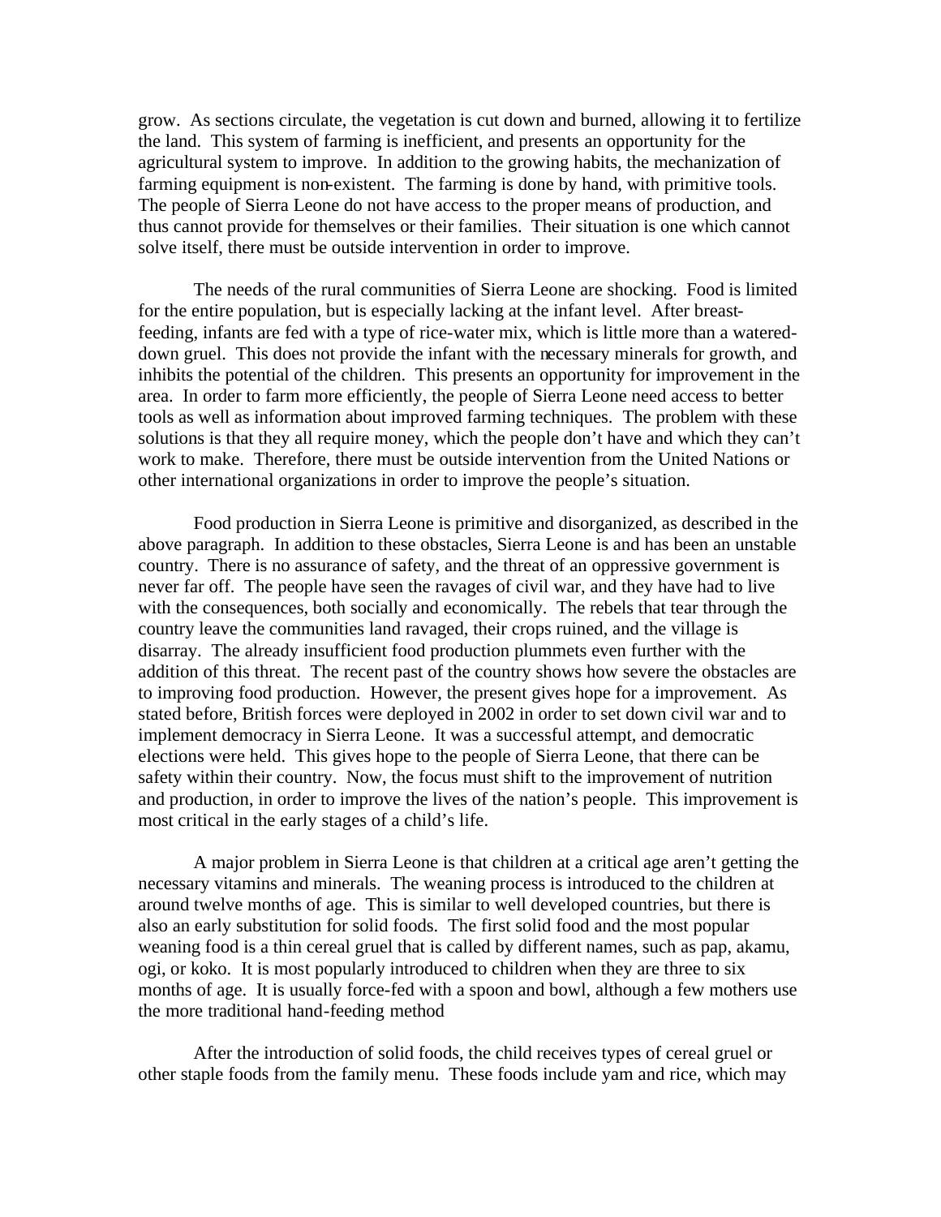grow. As sections circulate, the vegetation is cut down and burned, allowing it to fertilize the land. This system of farming is inefficient, and presents an opportunity for the agricultural system to improve. In addition to the growing habits, the mechanization of farming equipment is non-existent. The farming is done by hand, with primitive tools. The people of Sierra Leone do not have access to the proper means of production, and thus cannot provide for themselves or their families. Their situation is one which cannot solve itself, there must be outside intervention in order to improve.

The needs of the rural communities of Sierra Leone are shocking. Food is limited for the entire population, but is especially lacking at the infant level. After breast-feeding, infants are fed with a type of rice-water mix, which is little more than a watered-down gruel. This does not provide the infant with the necessary minerals for growth, and inhibits the potential of the children. This presents an opportunity for improvement in the area. In order to farm more efficiently, the people of Sierra Leone need access to better tools as well as information about improved farming techniques. The problem with these solutions is that they all require money, which the people don't have and which they can't work to make. Therefore, there must be outside intervention from the United Nations or other international organizations in order to improve the people's situation.

Food production in Sierra Leone is primitive and disorganized, as described in the above paragraph. In addition to these obstacles, Sierra Leone is and has been an unstable country. There is no assurance of safety, and the threat of an oppressive government is never far off. The people have seen the ravages of civil war, and they have had to live with the consequences, both socially and economically. The rebels that tear through the country leave the communities land ravaged, their crops ruined, and the village is disarray. The already insufficient food production plummets even further with the addition of this threat. The recent past of the country shows how severe the obstacles are to improving food production. However, the present gives hope for a improvement. As stated before, British forces were deployed in 2002 in order to set down civil war and to implement democracy in Sierra Leone. It was a successful attempt, and democratic elections were held. This gives hope to the people of Sierra Leone, that there can be safety within their country. Now, the focus must shift to the improvement of nutrition and production, in order to improve the lives of the nation's people. This improvement is most critical in the early stages of a child's life.

A major problem in Sierra Leone is that children at a critical age aren't getting the necessary vitamins and minerals. The weaning process is introduced to the children at around twelve months of age. This is similar to well developed countries, but there is also an early substitution for solid foods. The first solid food and the most popular weaning food is a thin cereal gruel that is called by different names, such as pap, akamu, ogi, or koko. It is most popularly introduced to children when they are three to six months of age. It is usually force-fed with a spoon and bowl, although a few mothers use the more traditional hand-feeding method

After the introduction of solid foods, the child receives types of cereal gruel or other staple foods from the family menu. These foods include yam and rice, which may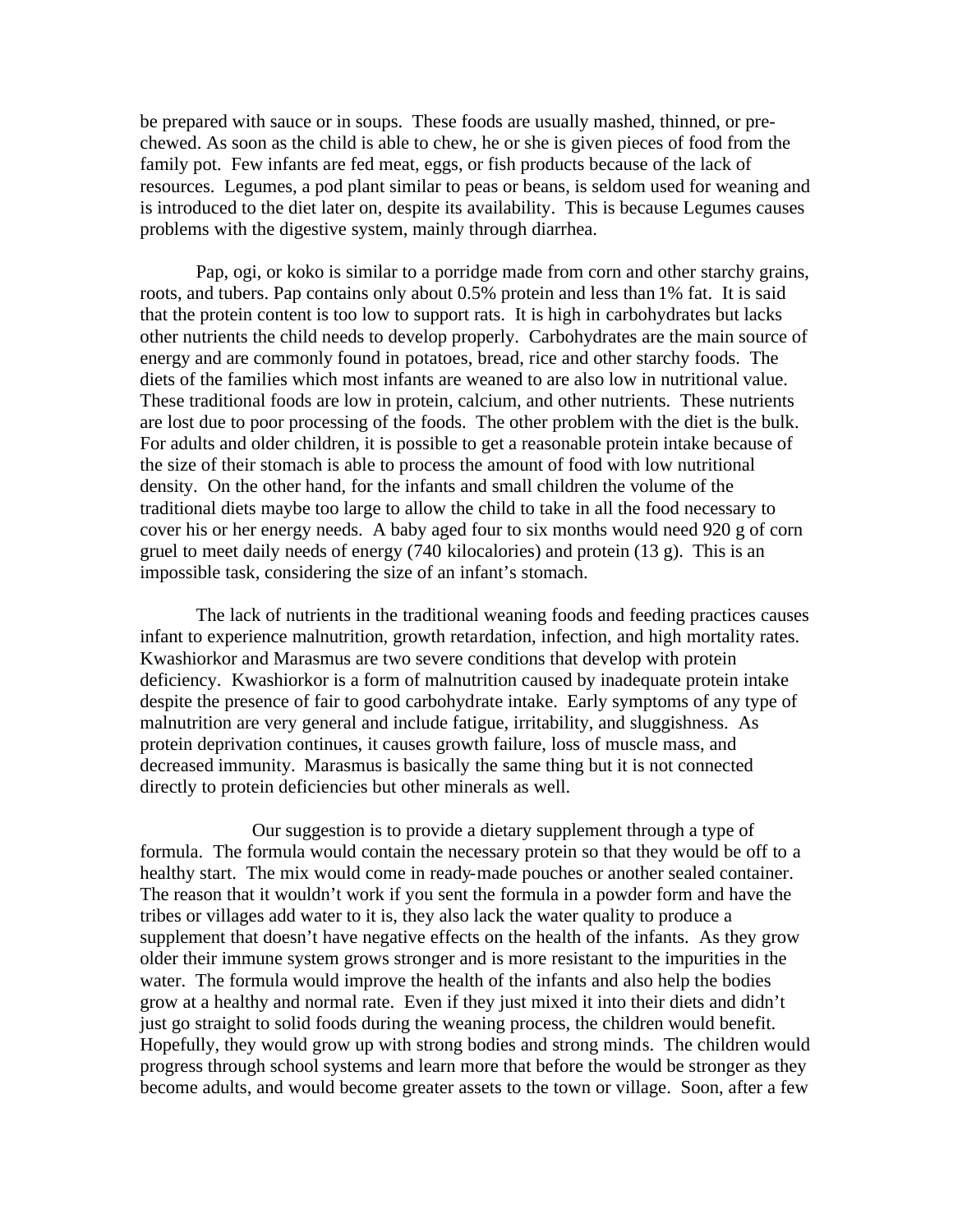be prepared with sauce or in soups. These foods are usually mashed, thinned, or pre-chewed. As soon as the child is able to chew, he or she is given pieces of food from the family pot. Few infants are fed meat, eggs, or fish products because of the lack of resources. Legumes, a pod plant similar to peas or beans, is seldom used for weaning and is introduced to the diet later on, despite its availability. This is because Legumes causes problems with the digestive system, mainly through diarrhea.

Pap, ogi, or koko is similar to a porridge made from corn and other starchy grains, roots, and tubers. Pap contains only about 0.5% protein and less than 1% fat. It is said that the protein content is too low to support rats. It is high in carbohydrates but lacks other nutrients the child needs to develop properly. Carbohydrates are the main source of energy and are commonly found in potatoes, bread, rice and other starchy foods. The diets of the families which most infants are weaned to are also low in nutritional value. These traditional foods are low in protein, calcium, and other nutrients. These nutrients are lost due to poor processing of the foods. The other problem with the diet is the bulk. For adults and older children, it is possible to get a reasonable protein intake because of the size of their stomach is able to process the amount of food with low nutritional density. On the other hand, for the infants and small children the volume of the traditional diets maybe too large to allow the child to take in all the food necessary to cover his or her energy needs. A baby aged four to six months would need 920 g of corn gruel to meet daily needs of energy (740 kilocalories) and protein (13 g). This is an impossible task, considering the size of an infant's stomach.

The lack of nutrients in the traditional weaning foods and feeding practices causes infant to experience malnutrition, growth retardation, infection, and high mortality rates. Kwashiorkor and Marasmus are two severe conditions that develop with protein deficiency. Kwashiorkor is a form of malnutrition caused by inadequate protein intake despite the presence of fair to good carbohydrate intake. Early symptoms of any type of malnutrition are very general and include fatigue, irritability, and sluggishness. As protein deprivation continues, it causes growth failure, loss of muscle mass, and decreased immunity. Marasmus is basically the same thing but it is not connected directly to protein deficiencies but other minerals as well.

Our suggestion is to provide a dietary supplement through a type of formula. The formula would contain the necessary protein so that they would be off to a healthy start. The mix would come in ready-made pouches or another sealed container. The reason that it wouldn't work if you sent the formula in a powder form and have the tribes or villages add water to it is, they also lack the water quality to produce a supplement that doesn't have negative effects on the health of the infants. As they grow older their immune system grows stronger and is more resistant to the impurities in the water. The formula would improve the health of the infants and also help the bodies grow at a healthy and normal rate. Even if they just mixed it into their diets and didn't just go straight to solid foods during the weaning process, the children would benefit. Hopefully, they would grow up with strong bodies and strong minds. The children would progress through school systems and learn more that before the would be stronger as they become adults, and would become greater assets to the town or village. Soon, after a few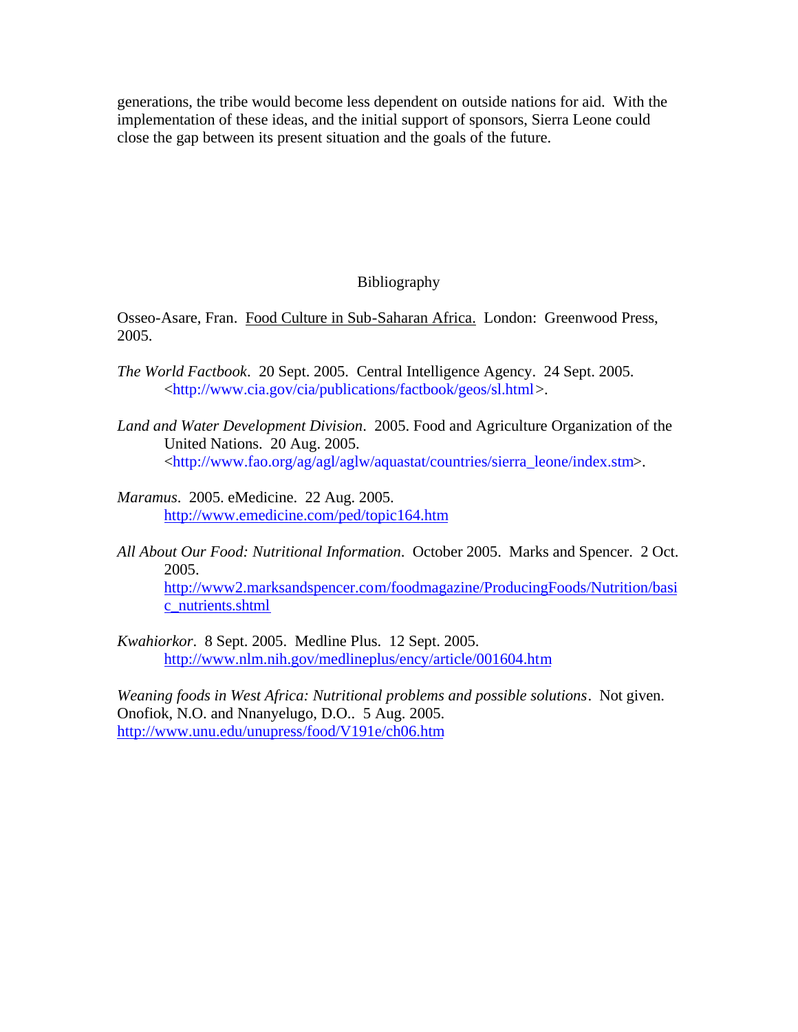generations, the tribe would become less dependent on outside nations for aid. With the implementation of these ideas, and the initial support of sponsors, Sierra Leone could close the gap between its present situation and the goals of the future.

## Bibliography

Osseo-Asare, Fran. Food Culture in Sub-Saharan Africa. London: Greenwood Press, 2005.

*The World Factbook*. 20 Sept. 2005. Central Intelligence Agency. 24 Sept. 2005. <http://www.cia.gov/cia/publications/factbook/geos/sl.html>.

*Land and Water Development Division*. 2005. Food and Agriculture Organization of the United Nations. 20 Aug. 2005. <http://www.fao.org/ag/agl/aglw/aquastat/countries/sierra_leone/index.stm>.

*Maramus*. 2005. eMedicine. 22 Aug. 2005. http://www.emedicine.com/ped/topic164.htm

*All About Our Food: Nutritional Information*. October 2005. Marks and Spencer. 2 Oct. 2005. http://www2.marksandspencer.com/foodmagazine/ProducingFoods/Nutrition/basic_nutrients.shtml

*Kwahiorkor.* 8 Sept. 2005. Medline Plus. 12 Sept. 2005. http://www.nlm.nih.gov/medlineplus/ency/article/001604.htm

*Weaning foods in West Africa: Nutritional problems and possible solutions*. Not given. Onofiok, N.O. and Nnanyelugo, D.O.. 5 Aug. 2005. http://www.unu.edu/unupress/food/V191e/ch06.htm